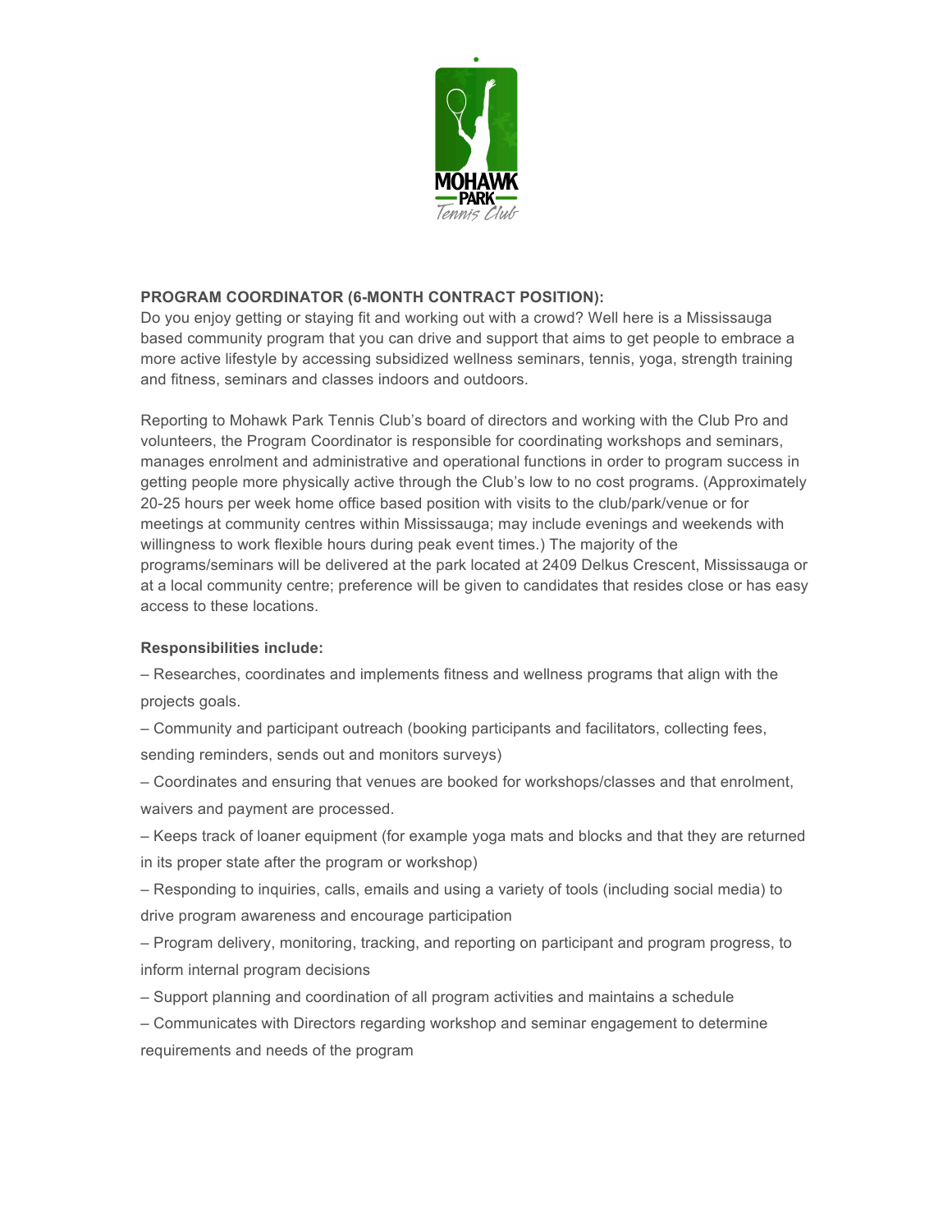**PROGRAM COORDINATOR (6-MONTH CONTRACT POSITION):**

Do you enjoy getting or staying fit and working out with a crowd? Well here is a Mississauga based community program that you can drive and support that aims to get people to embrace a more active lifestyle by accessing subsidized wellness seminars, tennis, yoga, strength training and fitness, seminars and classes indoors and outdoors.

Reporting to Mohawk Park Tennis Club's board of directors and working with the Club Pro and volunteers, the Program Coordinator is responsible for coordinating workshops and seminars, manages enrolment and administrative and operational functions in order to program success in getting people more physically active through the Club's low to no cost programs. (Approximately 20-25 hours per week home office based position with visits to the club/park/venue or for meetings at community centres within Mississauga; may include evenings and weekends with willingness to work flexible hours during peak event times.) The majority of the programs/seminars will be delivered at the park located at 2409 Delkus Crescent, Mississauga or at a local community centre; preference will be given to candidates that resides close or has easy access to these locations.

**Responsibilities include:**

– Researches, coordinates and implements fitness and wellness programs that align with the projects goals.

– Community and participant outreach (booking participants and facilitators, collecting fees, sending reminders, sends out and monitors surveys)

– Coordinates and ensuring that venues are booked for workshops/classes and that enrolment, waivers and payment are processed.

– Keeps track of loaner equipment (for example yoga mats and blocks and that they are returned in its proper state after the program or workshop)

– Responding to inquiries, calls, emails and using a variety of tools (including social media) to drive program awareness and encourage participation

– Program delivery, monitoring, tracking, and reporting on participant and program progress, to inform internal program decisions

– Support planning and coordination of all program activities and maintains a schedule

– Communicates with Directors regarding workshop and seminar engagement to determine requirements and needs of the program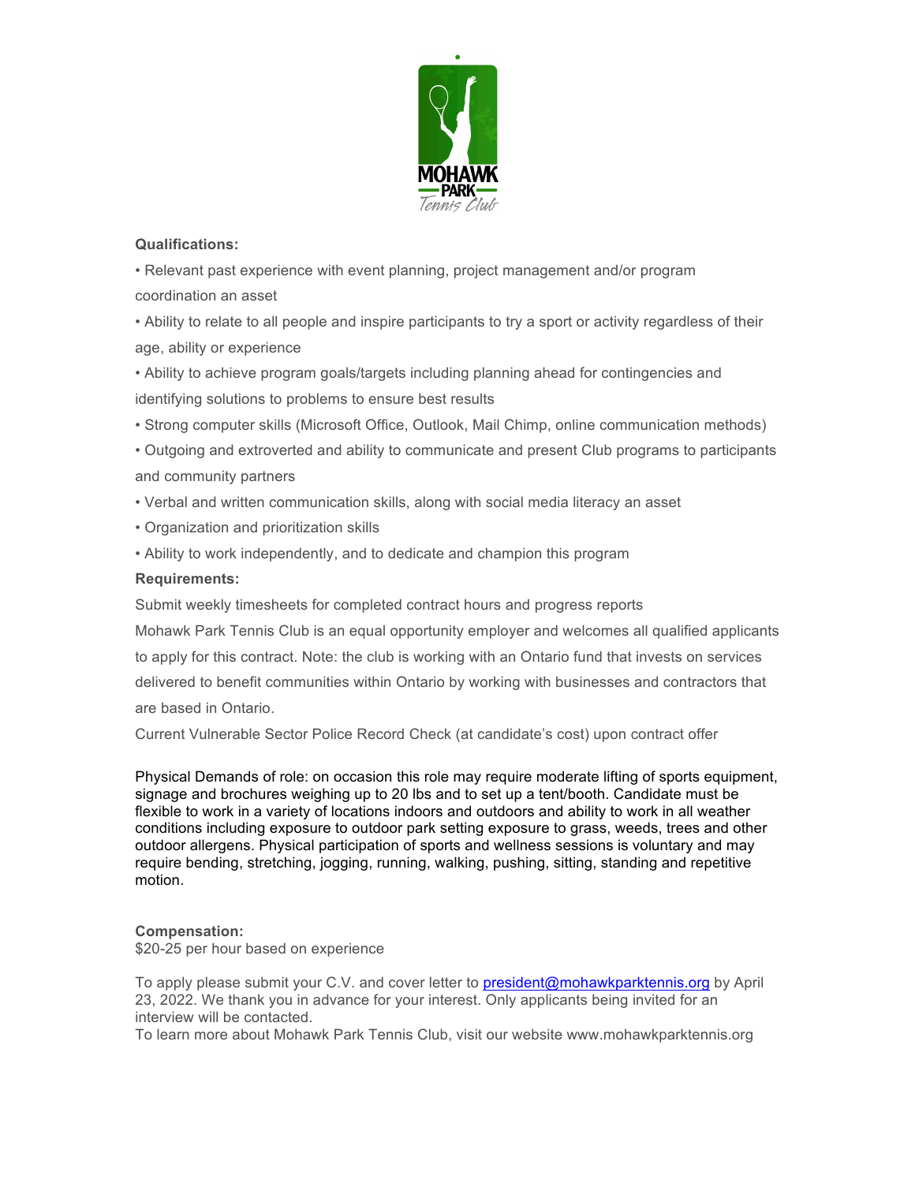**Qualifications:**

- Relevant past experience with event planning, project management and/or program coordination an asset
- Ability to relate to all people and inspire participants to try a sport or activity regardless of their age, ability or experience
- Ability to achieve program goals/targets including planning ahead for contingencies and identifying solutions to problems to ensure best results
- Strong computer skills (Microsoft Office, Outlook, Mail Chimp, online communication methods)
- Outgoing and extroverted and ability to communicate and present Club programs to participants and community partners
- Verbal and written communication skills, along with social media literacy an asset
- Organization and prioritization skills
- Ability to work independently, and to dedicate and champion this program

**Requirements:**

Submit weekly timesheets for completed contract hours and progress reports

Mohawk Park Tennis Club is an equal opportunity employer and welcomes all qualified applicants to apply for this contract. Note: the club is working with an Ontario fund that invests on services delivered to benefit communities within Ontario by working with businesses and contractors that are based in Ontario.

Current Vulnerable Sector Police Record Check (at candidate's cost) upon contract offer

Physical Demands of role: on occasion this role may require moderate lifting of sports equipment, signage and brochures weighing up to 20 lbs and to set up a tent/booth. Candidate must be flexible to work in a variety of locations indoors and outdoors and ability to work in all weather conditions including exposure to outdoor park setting exposure to grass, weeds, trees and other outdoor allergens. Physical participation of sports and wellness sessions is voluntary and may require bending, stretching, jogging, running, walking, pushing, sitting, standing and repetitive motion.

**Compensation:**
$20-25 per hour based on experience

To apply please submit your C.V. and cover letter to president@mohawkparktennis.org by April 23, 2022. We thank you in advance for your interest. Only applicants being invited for an interview will be contacted.
To learn more about Mohawk Park Tennis Club, visit our website www.mohawkparktennis.org